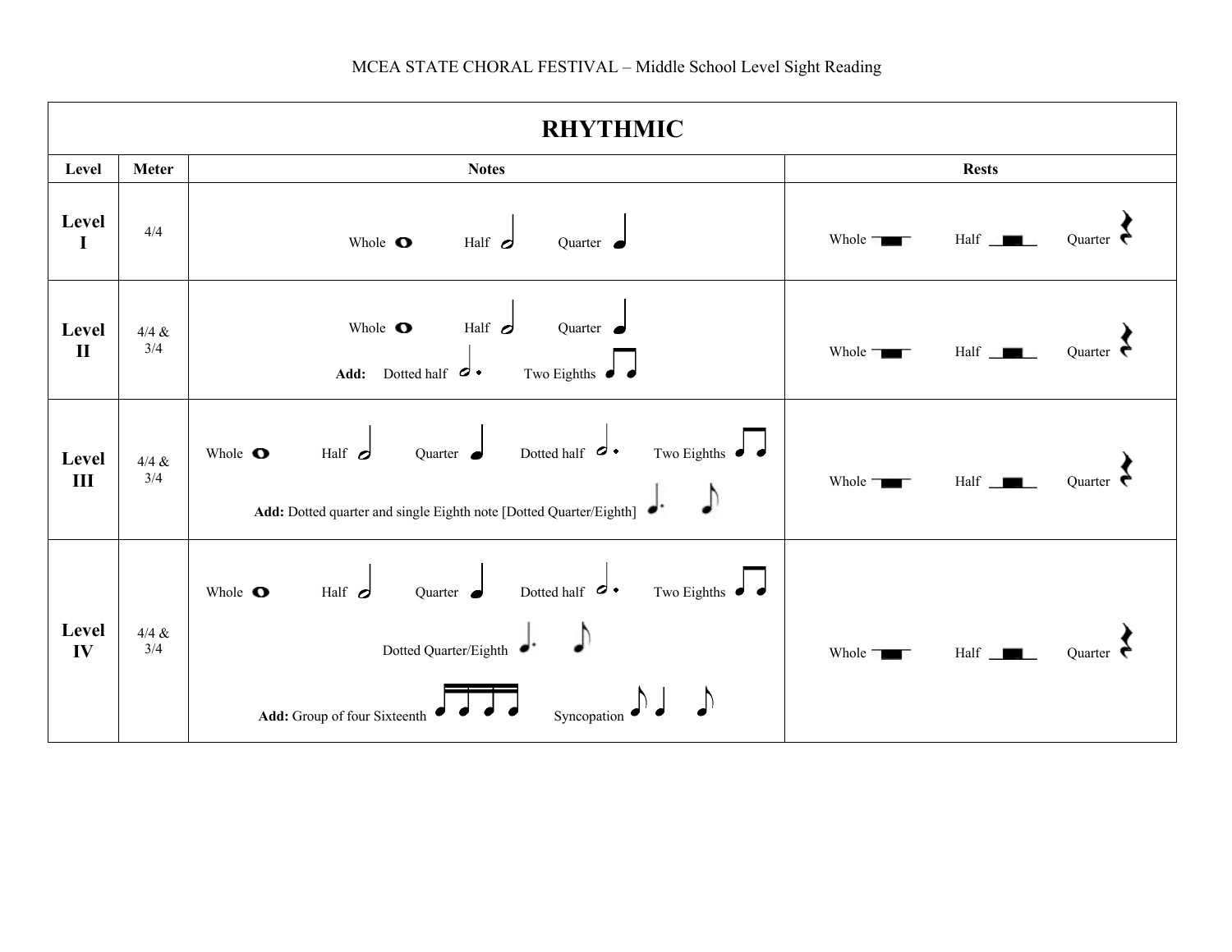MCEA STATE CHORAL FESTIVAL – Middle School Level Sight Reading

| RHYTHMIC | | | |
|---|---|---|---|
| **Level** | **Meter** | **Notes** | **Rests** |
| **Level I** | 4/4 | Whole Half Quarter | Whole Half Quarter |
| **Level II** | 4/4 & 3/4 | Whole Half Quarter **Add:** Dotted half Two Eighths | Whole Half Quarter |
| **Level III** | 4/4 & 3/4 | Whole Half Quarter Dotted half Two Eighths **Add:** Dotted quarter and single Eighth note [Dotted Quarter/Eighth] | Whole Half Quarter |
| **Level IV** | 4/4 & 3/4 | Whole Half Quarter Dotted half Two Eighths Dotted Quarter/Eighth **Add:** Group of four Sixteenth Syncopation | Whole Half Quarter |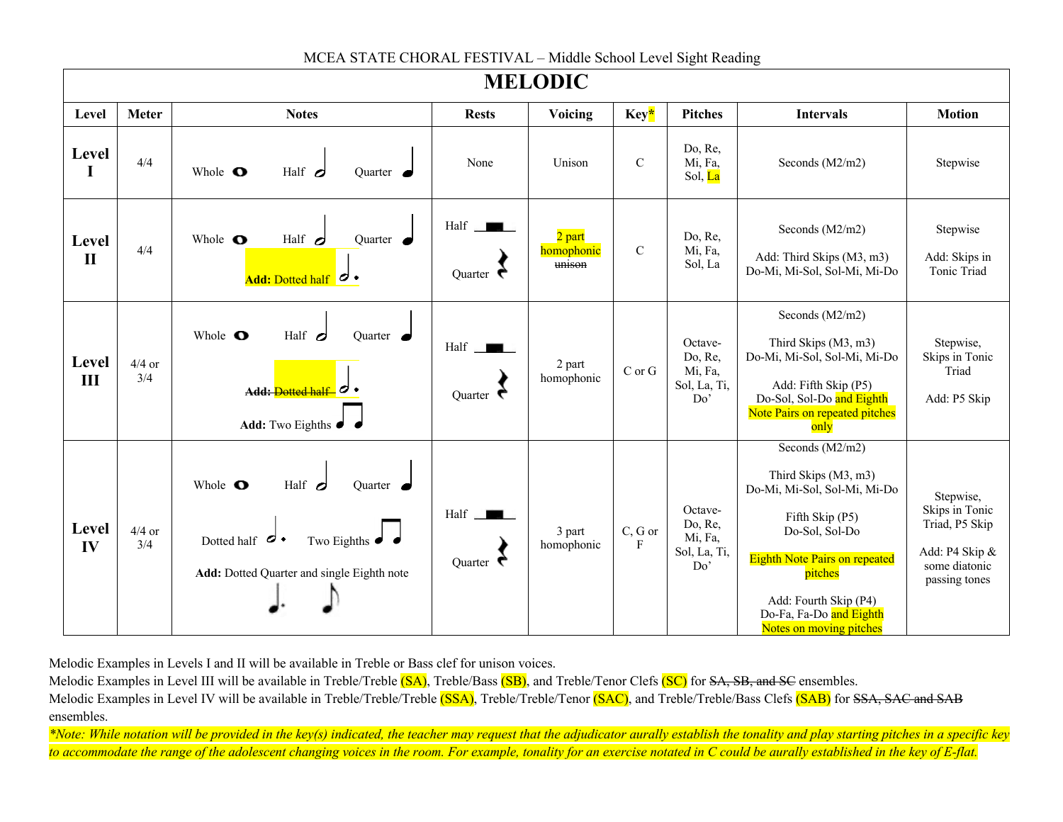MCEA STATE CHORAL FESTIVAL – Middle School Level Sight Reading

# MELODIC

| Level | Meter | Notes | Rests | Voicing | Key* | Pitches | Intervals | Motion |
|---|---|---|---|---|---|---|---|---|
| **Level I** | 4/4 | Whole, Half, Quarter | None | Unison | C | Do, Re, Mi, Fa, Sol, La | Seconds (M2/m2) | Stepwise |
| **Level II** | 4/4 | Whole, Half, Quarter<br>**Add:** Dotted half | Half<br>Quarter | 2 part homophonic ~~unison~~ | C | Do, Re, Mi, Fa, Sol, La | Seconds (M2/m2)<br><br>Add: Third Skips (M3, m3) Do-Mi, Mi-Sol, Sol-Mi, Mi-Do | Stepwise<br><br>Add: Skips in Tonic Triad |
| **Level III** | 4/4 or 3/4 | Whole, Half, Quarter<br>~~**Add:** Dotted half~~<br>**Add:** Two Eighths | Half<br>Quarter | 2 part homophonic | C or G | Octave-Do, Re, Mi, Fa, Sol, La, Ti, Do' | Seconds (M2/m2)<br><br>Third Skips (M3, m3) Do-Mi, Mi-Sol, Sol-Mi, Mi-Do<br><br>Add: Fifth Skip (P5) Do-Sol, Sol-Do and Eighth Note Pairs on repeated pitches only | Stepwise, Skips in Tonic Triad<br><br>Add: P5 Skip |
| **Level IV** | 4/4 or 3/4 | Whole, Half, Quarter<br>Dotted half, Two Eighths<br>**Add:** Dotted Quarter and single Eighth note | Half<br>Quarter | 3 part homophonic | C, G or F | Octave-Do, Re, Mi, Fa, Sol, La, Ti, Do' | Seconds (M2/m2)<br><br>Third Skips (M3, m3) Do-Mi, Mi-Sol, Sol-Mi, Mi-Do<br><br>Fifth Skip (P5) Do-Sol, Sol-Do<br><br>Eighth Note Pairs on repeated pitches<br><br>Add: Fourth Skip (P4) Do-Fa, Fa-Do and Eighth Notes on moving pitches | Stepwise, Skips in Tonic Triad, P5 Skip<br><br>Add: P4 Skip & some diatonic passing tones |

Melodic Examples in Levels I and II will be available in Treble or Bass clef for unison voices.

Melodic Examples in Level III will be available in Treble/Treble (SA), Treble/Bass (SB), and Treble/Tenor Clefs (SC) for ~~SA, SB, and SC~~ ensembles.

Melodic Examples in Level IV will be available in Treble/Treble/Treble (SSA), Treble/Treble/Tenor (SAC), and Treble/Treble/Bass Clefs (SAB) for ~~SSA, SAC and SAB~~ ensembles.

*\*Note: While notation will be provided in the key(s) indicated, the teacher may request that the adjudicator aurally establish the tonality and play starting pitches in a specific key to accommodate the range of the adolescent changing voices in the room. For example, tonality for an exercise notated in C could be aurally established in the key of E-flat.*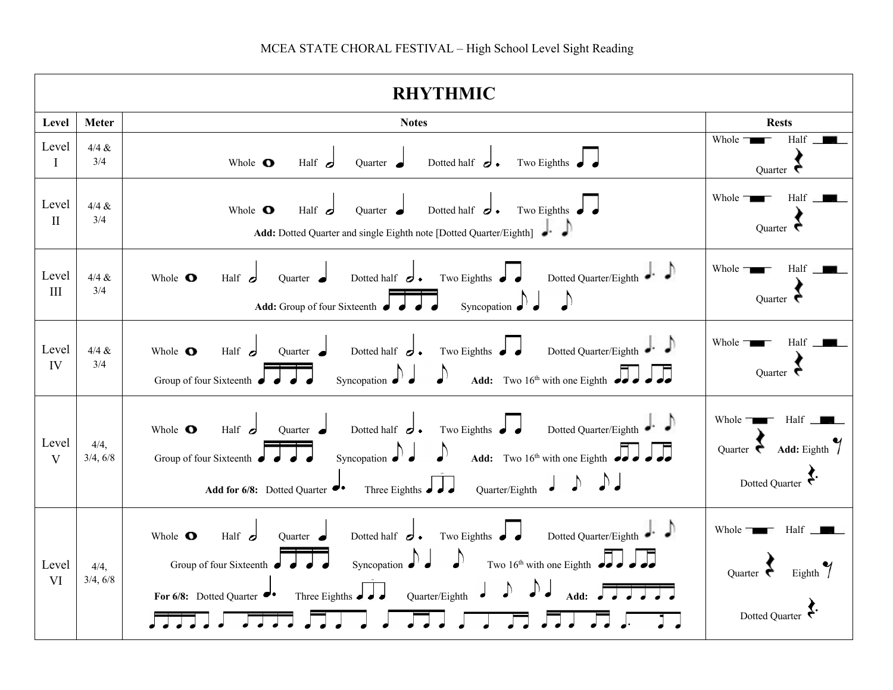MCEA STATE CHORAL FESTIVAL – High School Level Sight Reading

| RHYTHMIC | | | |
|---|---|---|---|
| **Level** | **Meter** | **Notes** | **Rests** |
| Level I | 4/4 & 3/4 | Whole Half Quarter Dotted half Two Eighths | Whole Half Quarter |
| Level II | 4/4 & 3/4 | Whole Half Quarter Dotted half Two Eighths **Add:** Dotted Quarter and single Eighth note [Dotted Quarter/Eighth] | Whole Half Quarter |
| Level III | 4/4 & 3/4 | Whole Half Quarter Dotted half Two Eighths Dotted Quarter/Eighth **Add:** Group of four Sixteenth Syncopation | Whole Half Quarter |
| Level IV | 4/4 & 3/4 | Whole Half Quarter Dotted half Two Eighths Dotted Quarter/Eighth Group of four Sixteenth Syncopation **Add:** Two 16th with one Eighth | Whole Half Quarter |
| Level V | 4/4, 3/4, 6/8 | Whole Half Quarter Dotted half Two Eighths Dotted Quarter/Eighth Group of four Sixteenth Syncopation **Add:** Two 16th with one Eighth **Add for 6/8:** Dotted Quarter Three Eighths Quarter/Eighth | Whole Half Quarter **Add:** Eighth Dotted Quarter |
| Level VI | 4/4, 3/4, 6/8 | Whole Half Quarter Dotted half Two Eighths Dotted Quarter/Eighth Group of four Sixteenth Syncopation Two 16th with one Eighth **For 6/8:** Dotted Quarter Three Eighths Quarter/Eighth **Add:** | Whole Half Quarter Eighth Dotted Quarter |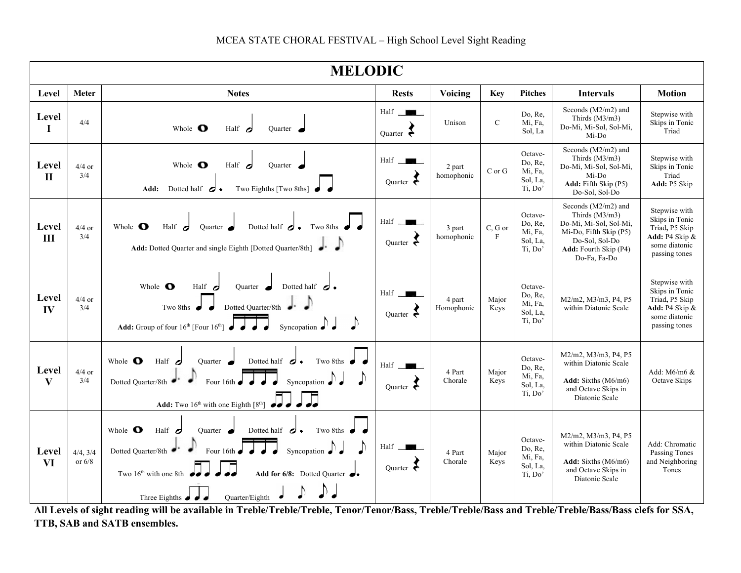MCEA STATE CHORAL FESTIVAL – High School Level Sight Reading

# MELODIC

| Level | Meter | Notes | Rests | Voicing | Key | Pitches | Intervals | Motion |
|---|---|---|---|---|---|---|---|---|
| **Level I** | 4/4 | Whole Half Quarter | Half Quarter | Unison | C | Do, Re, Mi, Fa, Sol, La | Seconds (M2/m2) and Thirds (M3/m3) Do-Mi, Mi-Sol, Sol-Mi, Mi-Do | Stepwise with Skips in Tonic Triad |
| **Level II** | 4/4 or 3/4 | Whole Half Quarter **Add:** Dotted half Two Eighths [Two 8ths] | Half Quarter | 2 part homophonic | C or G | Octave- Do, Re, Mi, Fa, Sol, La, Ti, Do' | Seconds (M2/m2) and Thirds (M3/m3) Do-Mi, Mi-Sol, Sol-Mi, Mi-Do **Add:** Fifth Skip (P5) Do-Sol, Sol-Do | Stepwise with Skips in Tonic Triad **Add:** P5 Skip |
| **Level III** | 4/4 or 3/4 | Whole Half Quarter Dotted half Two 8ths **Add:** Dotted Quarter and single Eighth [Dotted Quarter/8th] | Half Quarter | 3 part homophonic | C, G or F | Octave- Do, Re, Mi, Fa, Sol, La, Ti, Do' | Seconds (M2/m2) and Thirds (M3/m3) Do-Mi, Mi-Sol, Sol-Mi, Mi-Do, Fifth Skip (P5) Do-Sol, Sol-Do **Add:** Fourth Skip (P4) Do-Fa, Fa-Do | Stepwise with Skips in Tonic Triad, P5 Skip **Add:** P4 Skip & some diatonic passing tones |
| **Level IV** | 4/4 or 3/4 | Whole Half Quarter Dotted half Two 8ths Dotted Quarter/8th **Add:** Group of four 16th [Four 16th] Syncopation | Half Quarter | 4 part Homophonic | Major Keys | Octave- Do, Re, Mi, Fa, Sol, La, Ti, Do' | M2/m2, M3/m3, P4, P5 within Diatonic Scale | Stepwise with Skips in Tonic Triad, P5 Skip **Add:** P4 Skip & some diatonic passing tones |
| **Level V** | 4/4 or 3/4 | Whole Half Quarter Dotted half Two 8ths Dotted Quarter/8th Four 16th Syncopation **Add:** Two 16th with one Eighth [8th] | Half Quarter | 4 Part Chorale | Major Keys | Octave- Do, Re, Mi, Fa, Sol, La, Ti, Do' | M2/m2, M3/m3, P4, P5 within Diatonic Scale **Add:** Sixths (M6/m6) and Octave Skips in Diatonic Scale | Add: M6/m6 & Octave Skips |
| **Level VI** | 4/4, 3/4 or 6/8 | Whole Half Quarter Dotted half Two 8ths Dotted Quarter/8th Four 16th Syncopation Two 16th with one 8th **Add for 6/8:** Dotted Quarter Three Eighths Quarter/Eighth | Half Quarter | 4 Part Chorale | Major Keys | Octave- Do, Re, Mi, Fa, Sol, La, Ti, Do' | M2/m2, M3/m3, P4, P5 within Diatonic Scale **Add:** Sixths (M6/m6) and Octave Skips in Diatonic Scale | Add: Chromatic Passing Tones and Neighboring Tones |

**All Levels of sight reading will be available in Treble/Treble/Treble, Tenor/Tenor/Bass, Treble/Treble/Bass and Treble/Treble/Bass/Bass clefs for SSA, TTB, SAB and SATB ensembles.**